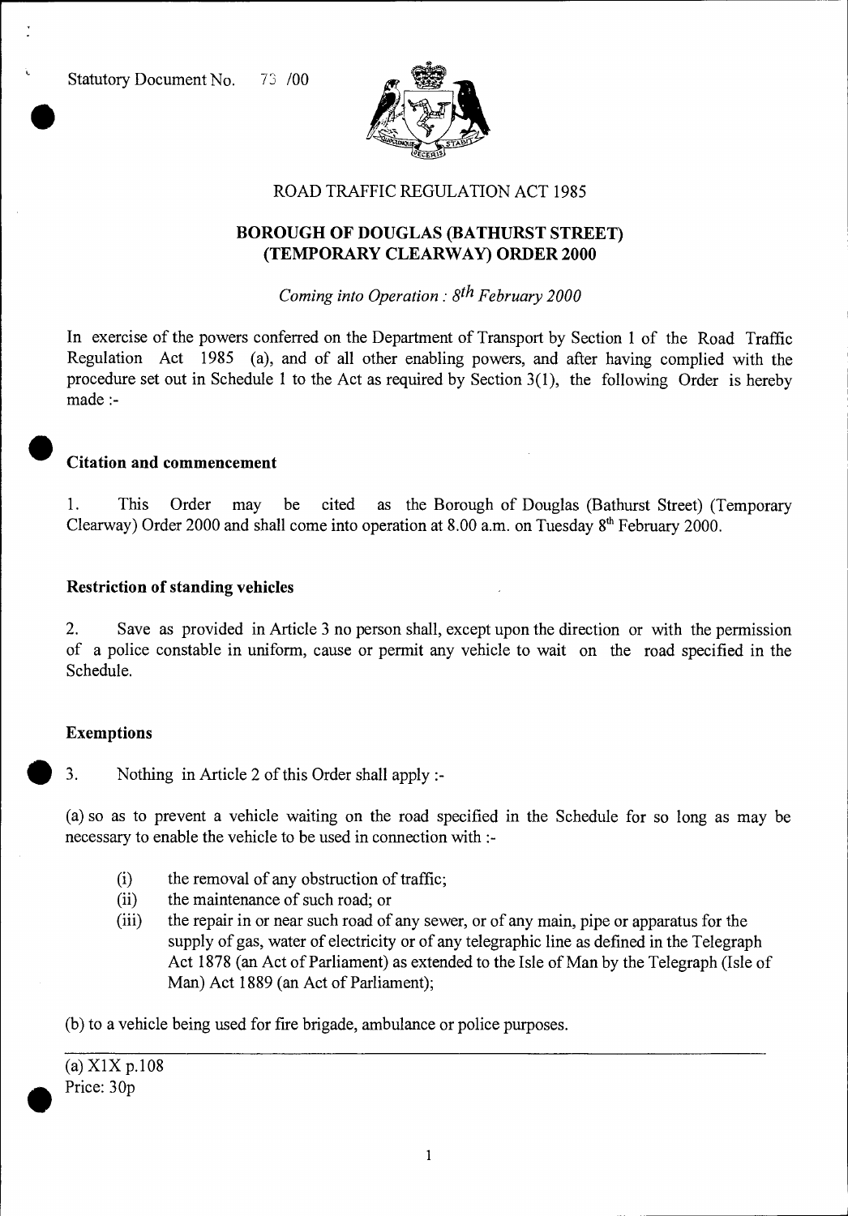Statutory Document No. 73 /00

ROAD TRAFFIC REGULATION ACT 1985

# BOROUGH OF DOUGLAS (BATHURST STREET) (TEMPORARY CLEARWAY) ORDER 2000

*Coming into Operation : 8th February 2000*

In exercise of the powers conferred on the Department of Transport by Section 1 of the Road Traffic Regulation Act 1985 (a), and of all other enabling powers, and after having complied with the procedure set out in Schedule 1 to the Act as required by Section 3(1), the following Order is hereby made :-

**Citation and commencement**

1. This Order may be cited as the Borough of Douglas (Bathurst Street) (Temporary Clearway) Order 2000 and shall come into operation at 8.00 a.m. on Tuesday 8th February 2000.

**Restriction of standing vehicles**

2. Save as provided in Article 3 no person shall, except upon the direction or with the permission of a police constable in uniform, cause or permit any vehicle to wait on the road specified in the Schedule.

**Exemptions**

3. Nothing in Article 2 of this Order shall apply :-

(a) so as to prevent a vehicle waiting on the road specified in the Schedule for so long as may be necessary to enable the vehicle to be used in connection with :-

- (i) the removal of any obstruction of traffic;
- (ii) the maintenance of such road; or
- (iii) the repair in or near such road of any sewer, or of any main, pipe or apparatus for the supply of gas, water of electricity or of any telegraphic line as defined in the Telegraph Act 1878 (an Act of Parliament) as extended to the Isle of Man by the Telegraph (Isle of Man) Act 1889 (an Act of Parliament);

(b) to a vehicle being used for fire brigade, ambulance or police purposes.

---

(a) X1X p.108

Price: 30p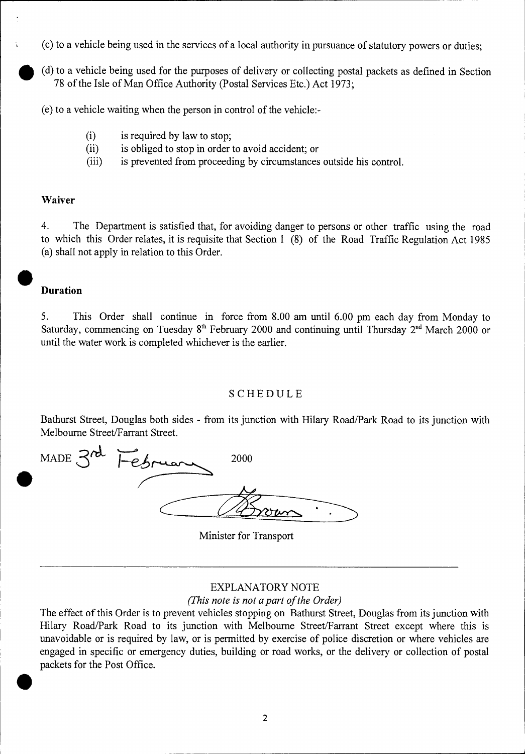(c) to a vehicle being used in the services of a local authority in pursuance of statutory powers or duties;

(d) to a vehicle being used for the purposes of delivery or collecting postal packets as defined in Section 78 of the Isle of Man Office Authority (Postal Services Etc.) Act 1973;

(e) to a vehicle waiting when the person in control of the vehicle:-

- (i) is required by law to stop;
- (ii) is obliged to stop in order to avoid accident; or
- (iii) is prevented from proceeding by circumstances outside his control.

**Waiver**

4. The Department is satisfied that, for avoiding danger to persons or other traffic using the road to which this Order relates, it is requisite that Section 1 (8) of the Road Traffic Regulation Act 1985 (a) shall not apply in relation to this Order.

**Duration**

5. This Order shall continue in force from 8.00 am until 6.00 pm each day from Monday to Saturday, commencing on Tuesday 8th February 2000 and continuing until Thursday 2nd March 2000 or until the water work is completed whichever is the earlier.

SCHEDULE

Bathurst Street, Douglas both sides - from its junction with Hilary Road/Park Road to its junction with Melbourne Street/Farrant Street.

MADE 3rd February 2000

Brown

Minister for Transport

EXPLANATORY NOTE

*(This note is not a part of the Order)*

The effect of this Order is to prevent vehicles stopping on Bathurst Street, Douglas from its junction with Hilary Road/Park Road to its junction with Melbourne Street/Farrant Street except where this is unavoidable or is required by law, or is permitted by exercise of police discretion or where vehicles are engaged in specific or emergency duties, building or road works, or the delivery or collection of postal packets for the Post Office.